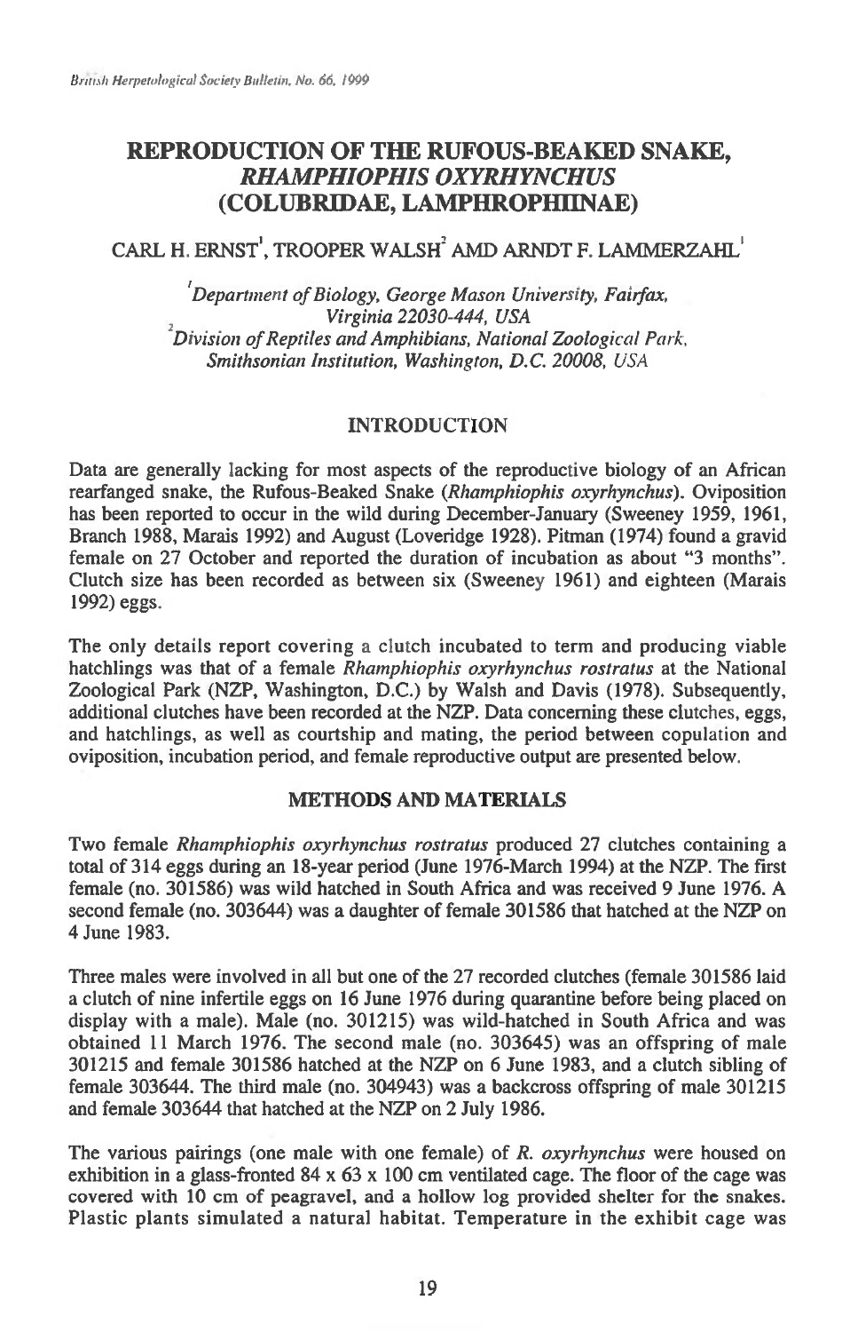# REPRODUCTION OF THE RUFOUS-BEAKED SNAKE, *RHAMPHIOPHIS OXYRHYNCHUS* (COLUBRIDAE, LAMPHROPHIINAE)

CARL H. ERNST[1], TROOPER WALSH[2] AMD ARNDT F. LAMMERZAHL[1]

[1] *Department of Biology, George Mason University, Fairfax, Virginia 22030-444, USA*
[2] *Division of Reptiles and Amphibians, National Zoological Park, Smithsonian Institution, Washington, D.C. 20008, USA*

## INTRODUCTION

Data are generally lacking for most aspects of the reproductive biology of an African rearfanged snake, the Rufous-Beaked Snake (*Rhamphiophis oxyrhynchus*). Oviposition has been reported to occur in the wild during December-January (Sweeney 1959, 1961, Branch 1988, Marais 1992) and August (Loveridge 1928). Pitman (1974) found a gravid female on 27 October and reported the duration of incubation as about "3 months". Clutch size has been recorded as between six (Sweeney 1961) and eighteen (Marais 1992) eggs.

The only details report covering a clutch incubated to term and producing viable hatchlings was that of a female *Rhamphiophis oxyrhynchus rostratus* at the National Zoological Park (NZP, Washington, D.C.) by Walsh and Davis (1978). Subsequently, additional clutches have been recorded at the NZP. Data concerning these clutches, eggs, and hatchlings, as well as courtship and mating, the period between copulation and oviposition, incubation period, and female reproductive output are presented below.

## METHODS AND MATERIALS

Two female *Rhamphiophis oxyrhynchus rostratus* produced 27 clutches containing a total of 314 eggs during an 18-year period (June 1976-March 1994) at the NZP. The first female (no. 301586) was wild hatched in South Africa and was received 9 June 1976. A second female (no. 303644) was a daughter of female 301586 that hatched at the NZP on 4 June 1983.

Three males were involved in all but one of the 27 recorded clutches (female 301586 laid a clutch of nine infertile eggs on 16 June 1976 during quarantine before being placed on display with a male). Male (no. 301215) was wild-hatched in South Africa and was obtained 11 March 1976. The second male (no. 303645) was an offspring of male 301215 and female 301586 hatched at the NZP on 6 June 1983, and a clutch sibling of female 303644. The third male (no. 304943) was a backcross offspring of male 301215 and female 303644 that hatched at the NZP on 2 July 1986.

The various pairings (one male with one female) of *R. oxyrhynchus* were housed on exhibition in a glass-fronted 84 x 63 x 100 cm ventilated cage. The floor of the cage was covered with 10 cm of peagravel, and a hollow log provided shelter for the snakes. Plastic plants simulated a natural habitat. Temperature in the exhibit cage was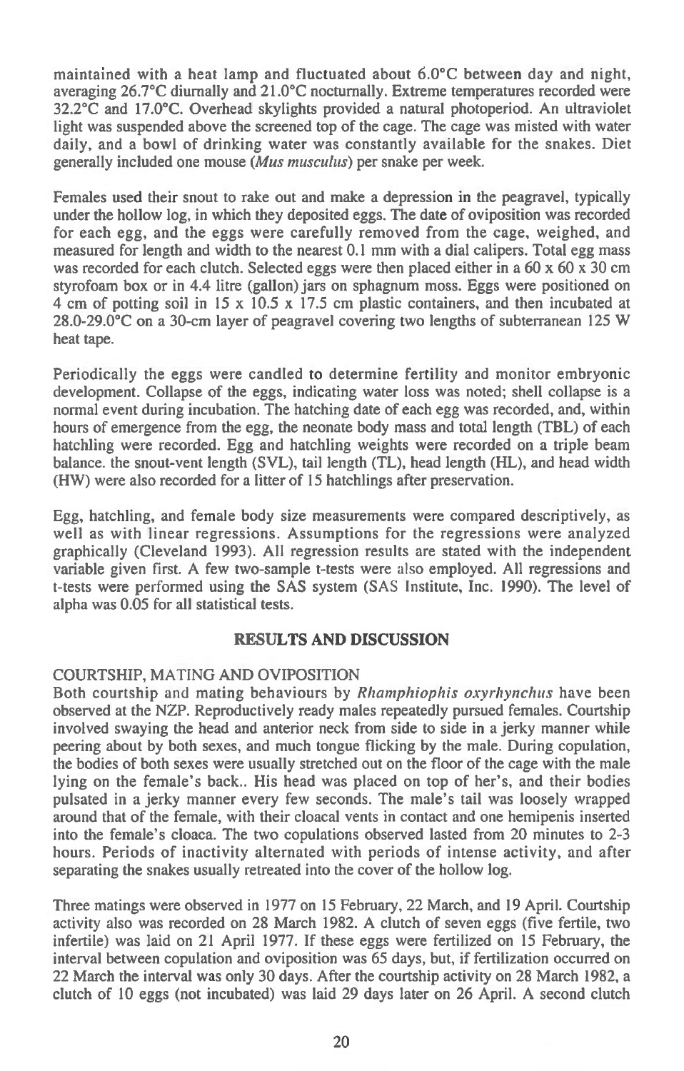maintained with a heat lamp and fluctuated about 6.0°C between day and night, averaging 26.7°C diurnally and 21.0°C nocturnally. Extreme temperatures recorded were 32.2°C and 17.0°C. Overhead skylights provided a natural photoperiod. An ultraviolet light was suspended above the screened top of the cage. The cage was misted with water daily, and a bowl of drinking water was constantly available for the snakes. Diet generally included one mouse (*Mus musculus*) per snake per week.

Females used their snout to rake out and make a depression in the peagravel, typically under the hollow log, in which they deposited eggs. The date of oviposition was recorded for each egg, and the eggs were carefully removed from the cage, weighed, and measured for length and width to the nearest 0.1 mm with a dial calipers. Total egg mass was recorded for each clutch. Selected eggs were then placed either in a 60 x 60 x 30 cm styrofoam box or in 4.4 litre (gallon) jars on sphagnum moss. Eggs were positioned on 4 cm of potting soil in 15 x 10.5 x 17.5 cm plastic containers, and then incubated at 28.0-29.0°C on a 30-cm layer of peagravel covering two lengths of subterranean 125 W heat tape.

Periodically the eggs were candled to determine fertility and monitor embryonic development. Collapse of the eggs, indicating water loss was noted; shell collapse is a normal event during incubation. The hatching date of each egg was recorded, and, within hours of emergence from the egg, the neonate body mass and total length (TBL) of each hatchling were recorded. Egg and hatchling weights were recorded on a triple beam balance. the snout-vent length (SVL), tail length (TL), head length (HL), and head width (HW) were also recorded for a litter of 15 hatchlings after preservation.

Egg, hatchling, and female body size measurements were compared descriptively, as well as with linear regressions. Assumptions for the regressions were analyzed graphically (Cleveland 1993). All regression results are stated with the independent variable given first. A few two-sample t-tests were also employed. All regressions and t-tests were performed using the SAS system (SAS Institute, Inc. 1990). The level of alpha was 0.05 for all statistical tests.

## RESULTS AND DISCUSSION

### COURTSHIP, MATING AND OVIPOSITION

Both courtship and mating behaviours by *Rhamphiophis oxyrhynchus* have been observed at the NZP. Reproductively ready males repeatedly pursued females. Courtship involved swaying the head and anterior neck from side to side in a jerky manner while peering about by both sexes, and much tongue flicking by the male. During copulation, the bodies of both sexes were usually stretched out on the floor of the cage with the male lying on the female's back.. His head was placed on top of her's, and their bodies pulsated in a jerky manner every few seconds. The male's tail was loosely wrapped around that of the female, with their cloacal vents in contact and one hemipenis inserted into the female's cloaca. The two copulations observed lasted from 20 minutes to 2-3 hours. Periods of inactivity alternated with periods of intense activity, and after separating the snakes usually retreated into the cover of the hollow log.

Three matings were observed in 1977 on 15 February, 22 March, and 19 April. Courtship activity also was recorded on 28 March 1982. A clutch of seven eggs (five fertile, two infertile) was laid on 21 April 1977. If these eggs were fertilized on 15 February, the interval between copulation and oviposition was 65 days, but, if fertilization occurred on 22 March the interval was only 30 days. After the courtship activity on 28 March 1982, a clutch of 10 eggs (not incubated) was laid 29 days later on 26 April. A second clutch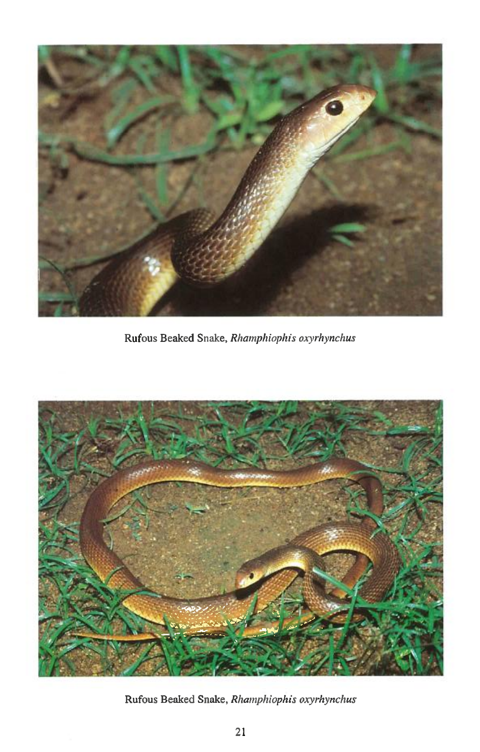Rufous Beaked Snake, *Rhamphiophis oxyrhynchus*

Rufous Beaked Snake, *Rhamphiophis oxyrhynchus*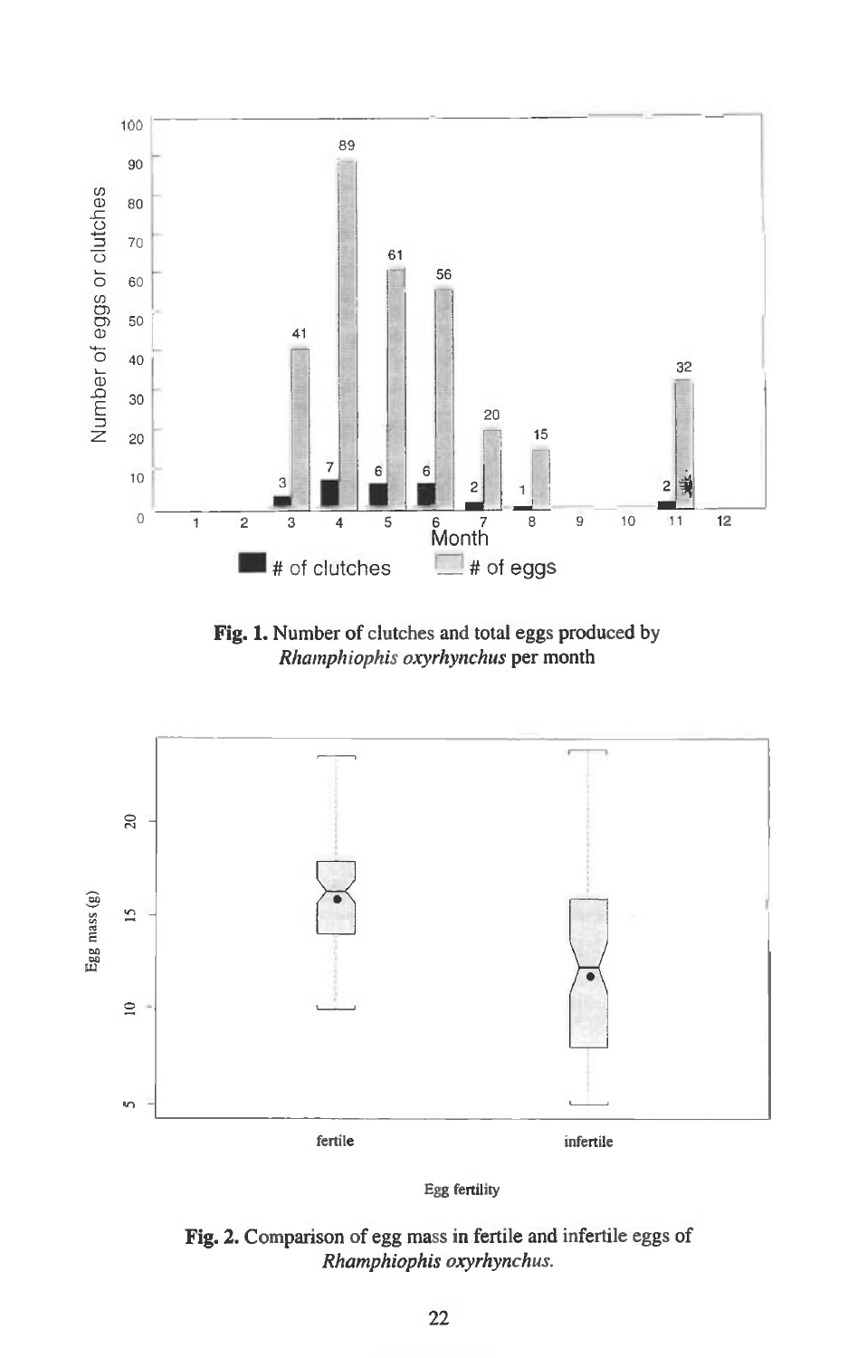**Fig. 1.** Number of clutches and total eggs produced by *Rhamphiophis oxyrhynchus* per month

**Fig. 2.** Comparison of egg mass in fertile and infertile eggs of *Rhamphiophis oxyrhynchus.*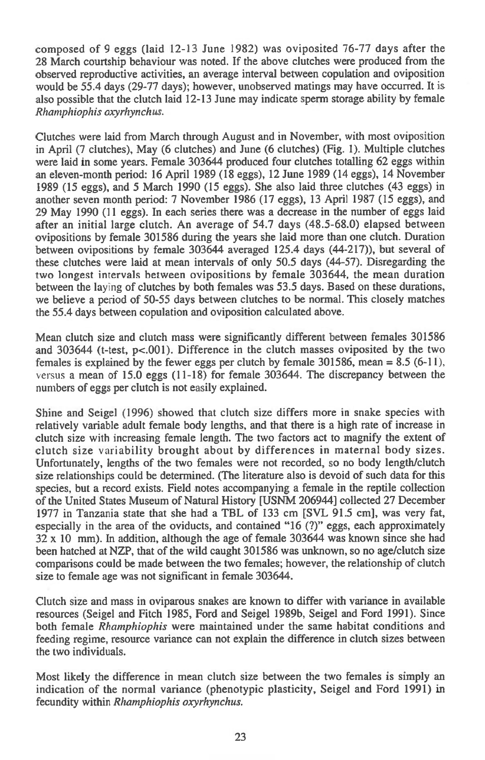composed of 9 eggs (laid 12-13 June 1982) was oviposited 76-77 days after the 28 March courtship behaviour was noted. If the above clutches were produced from the observed reproductive activities, an average interval between copulation and oviposition would be 55.4 days (29-77 days); however, unobserved matings may have occurred. It is also possible that the clutch laid 12-13 June may indicate sperm storage ability by female *Rhamphiophis oxyrhynchus*.

Clutches were laid from March through August and in November, with most oviposition in April (7 clutches), May (6 clutches) and June (6 clutches) (Fig. 1). Multiple clutches were laid in some years. Female 303644 produced four clutches totalling 62 eggs within an eleven-month period: 16 April 1989 (18 eggs), 12 June 1989 (14 eggs), 14 November 1989 (15 eggs), and 5 March 1990 (15 eggs). She also laid three clutches (43 eggs) in another seven month period: 7 November 1986 (17 eggs), 13 April 1987 (15 eggs), and 29 May 1990 (11 eggs). In each series there was a decrease in the number of eggs laid after an initial large clutch. An average of 54.7 days (48.5-68.0) elapsed between ovipositions by female 301586 during the years she laid more than one clutch. Duration between ovipositions by female 303644 averaged 125.4 days (44-217)), but several of these clutches were laid at mean intervals of only 50.5 days (44-57). Disregarding the two longest intervals between ovipositions by female 303644, the mean duration between the laying of clutches by both females was 53.5 days. Based on these durations, we believe a period of 50-55 days between clutches to be normal. This closely matches the 55.4 days between copulation and oviposition calculated above.

Mean clutch size and clutch mass were significantly different between females 301586 and 303644 (t-test, $p<.001$). Difference in the clutch masses oviposited by the two females is explained by the fewer eggs per clutch by female 301586, mean = 8.5 (6-11), versus a mean of 15.0 eggs (11-18) for female 303644. The discrepancy between the numbers of eggs per clutch is not easily explained.

Shine and Seigel (1996) showed that clutch size differs more in snake species with relatively variable adult female body lengths, and that there is a high rate of increase in clutch size with increasing female length. The two factors act to magnify the extent of clutch size variability brought about by differences in maternal body sizes. Unfortunately, lengths of the two females were not recorded, so no body length/clutch size relationships could be determined. (The literature also is devoid of such data for this species, but a record exists. Field notes accompanying a female in the reptile collection of the United States Museum of Natural History [USNM 206944] collected 27 December 1977 in Tanzania state that she had a TBL of 133 cm [SVL 91.5 cm], was very fat, especially in the area of the oviducts, and contained "16 (?)" eggs, each approximately 32 x 10 mm). In addition, although the age of female 303644 was known since she had been hatched at NZP, that of the wild caught 301586 was unknown, so no age/clutch size comparisons could be made between the two females; however, the relationship of clutch size to female age was not significant in female 303644.

Clutch size and mass in oviparous snakes are known to differ with variance in available resources (Seigel and Fitch 1985, Ford and Seigel 1989b, Seigel and Ford 1991). Since both female *Rhamphiophis* were maintained under the same habitat conditions and feeding regime, resource variance can not explain the difference in clutch sizes between the two individuals.

Most likely the difference in mean clutch size between the two females is simply an indication of the normal variance (phenotypic plasticity, Seigel and Ford 1991) in fecundity within *Rhamphiophis oxyrhynchus*.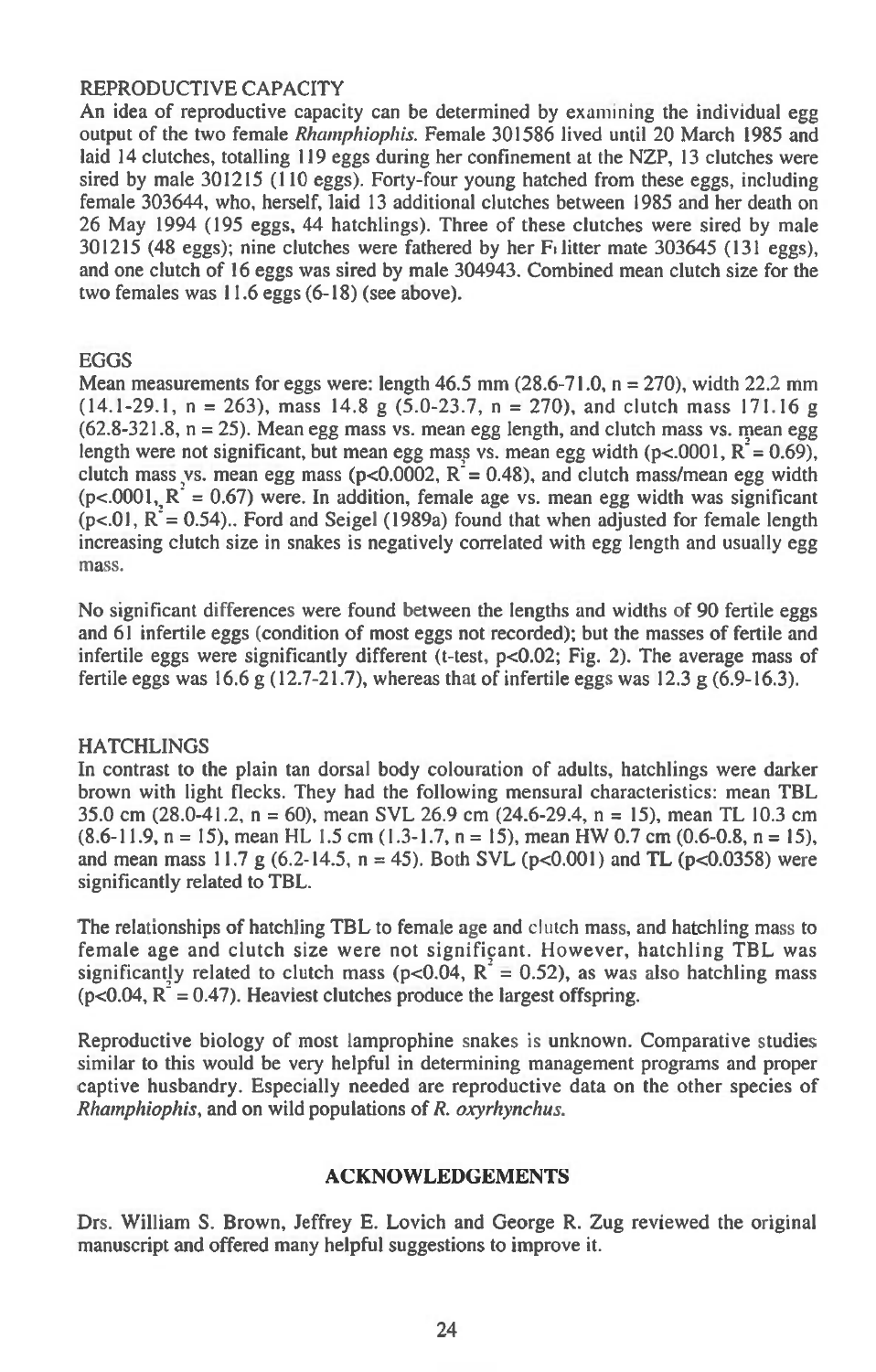## REPRODUCTIVE CAPACITY

An idea of reproductive capacity can be determined by examining the individual egg output of the two female *Rhamphiophis*. Female 301586 lived until 20 March 1985 and laid 14 clutches, totalling 119 eggs during her confinement at the NZP, 13 clutches were sired by male 301215 (110 eggs). Forty-four young hatched from these eggs, including female 303644, who, herself, laid 13 additional clutches between 1985 and her death on 26 May 1994 (195 eggs, 44 hatchlings). Three of these clutches were sired by male 301215 (48 eggs); nine clutches were fathered by her $F_1$ litter mate 303645 (131 eggs), and one clutch of 16 eggs was sired by male 304943. Combined mean clutch size for the two females was 11.6 eggs (6-18) (see above).

## EGGS

Mean measurements for eggs were: length 46.5 mm (28.6-71.0, n = 270), width 22.2 mm (14.1-29.1, n = 263), mass 14.8 g (5.0-23.7, n = 270), and clutch mass 171.16 g (62.8-321.8, n = 25). Mean egg mass vs. mean egg length, and clutch mass vs. mean egg length were not significant, but mean egg mass vs. mean egg width ($p<.0001$, $R^2 = 0.69$), clutch mass vs. mean egg mass ($p<0.0002$, $R^2 = 0.48$), and clutch mass/mean egg width ($p<.0001$, $R^2 = 0.67$) were. In addition, female age vs. mean egg width was significant ($p<.01$, $R^2 = 0.54$).. Ford and Seigel (1989a) found that when adjusted for female length increasing clutch size in snakes is negatively correlated with egg length and usually egg mass.

No significant differences were found between the lengths and widths of 90 fertile eggs and 61 infertile eggs (condition of most eggs not recorded); but the masses of fertile and infertile eggs were significantly different (t-test, $p<0.02$; Fig. 2). The average mass of fertile eggs was 16.6 g (12.7-21.7), whereas that of infertile eggs was 12.3 g (6.9-16.3).

## HATCHLINGS

In contrast to the plain tan dorsal body colouration of adults, hatchlings were darker brown with light flecks. They had the following mensural characteristics: mean TBL 35.0 cm (28.0-41.2, n = 60), mean SVL 26.9 cm (24.6-29.4, n = 15), mean TL 10.3 cm (8.6-11.9, n = 15), mean HL 1.5 cm (1.3-1.7, n = 15), mean HW 0.7 cm (0.6-0.8, n = 15), and mean mass 11.7 g (6.2-14.5, n = 45). Both SVL ($p<0.001$) and TL ($p<0.0358$) were significantly related to TBL.

The relationships of hatchling TBL to female age and clutch mass, and hatchling mass to female age and clutch size were not significant. However, hatchling TBL was significantly related to clutch mass ($p<0.04$, $R^2 = 0.52$), as was also hatchling mass ($p<0.04$, $R^2 = 0.47$). Heaviest clutches produce the largest offspring.

Reproductive biology of most lamprophine snakes is unknown. Comparative studies similar to this would be very helpful in determining management programs and proper captive husbandry. Especially needed are reproductive data on the other species of *Rhamphiophis*, and on wild populations of *R. oxyrhynchus*.

## ACKNOWLEDGEMENTS

Drs. William S. Brown, Jeffrey E. Lovich and George R. Zug reviewed the original manuscript and offered many helpful suggestions to improve it.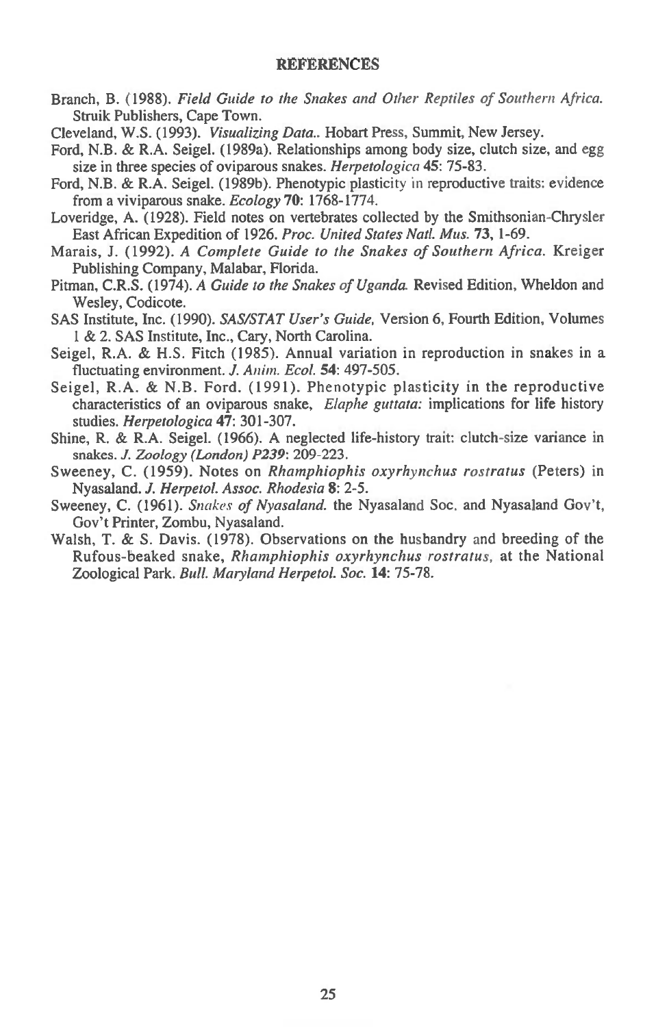## REFERENCES

Branch, B. (1988). *Field Guide to the Snakes and Other Reptiles of Southern Africa.* Struik Publishers, Cape Town.

Cleveland, W.S. (1993). *Visualizing Data..* Hobart Press, Summit, New Jersey.

Ford, N.B. & R.A. Seigel. (1989a). Relationships among body size, clutch size, and egg size in three species of oviparous snakes. *Herpetologica* **45**: 75-83.

Ford, N.B. & R.A. Seigel. (1989b). Phenotypic plasticity in reproductive traits: evidence from a viviparous snake. *Ecology* **70**: 1768-1774.

Loveridge, A. (1928). Field notes on vertebrates collected by the Smithsonian-Chrysler East African Expedition of 1926. *Proc. United States Natl. Mus.* **73**, 1-69.

Marais, J. (1992). *A Complete Guide to the Snakes of Southern Africa.* Kreiger Publishing Company, Malabar, Florida.

Pitman, C.R.S. (1974). *A Guide to the Snakes of Uganda.* Revised Edition, Wheldon and Wesley, Codicote.

SAS Institute, Inc. (1990). *SAS/STAT User's Guide,* Version 6, Fourth Edition, Volumes 1 & 2. SAS Institute, Inc., Cary, North Carolina.

Seigel, R.A. & H.S. Fitch (1985). Annual variation in reproduction in snakes in a fluctuating environment. *J. Anim. Ecol.* **54**: 497-505.

Seigel, R.A. & N.B. Ford. (1991). Phenotypic plasticity in the reproductive characteristics of an oviparous snake, *Elaphe guttata:* implications for life history studies. *Herpetologica* **47**: 301-307.

Shine, R. & R.A. Seigel. (1966). A neglected life-history trait: clutch-size variance in snakes. *J. Zoology (London) P239*: 209-223.

Sweeney, C. (1959). Notes on *Rhamphiophis oxyrhynchus rostratus* (Peters) in Nyasaland. *J. Herpetol. Assoc. Rhodesia* **8**: 2-5.

Sweeney, C. (1961). *Snakes of Nyasaland.* the Nyasaland Soc. and Nyasaland Gov't, Gov't Printer, Zombu, Nyasaland.

Walsh, T. & S. Davis. (1978). Observations on the husbandry and breeding of the Rufous-beaked snake, *Rhamphiophis oxyrhynchus rostratus,* at the National Zoological Park. *Bull. Maryland Herpetol. Soc.* **14**: 75-78.